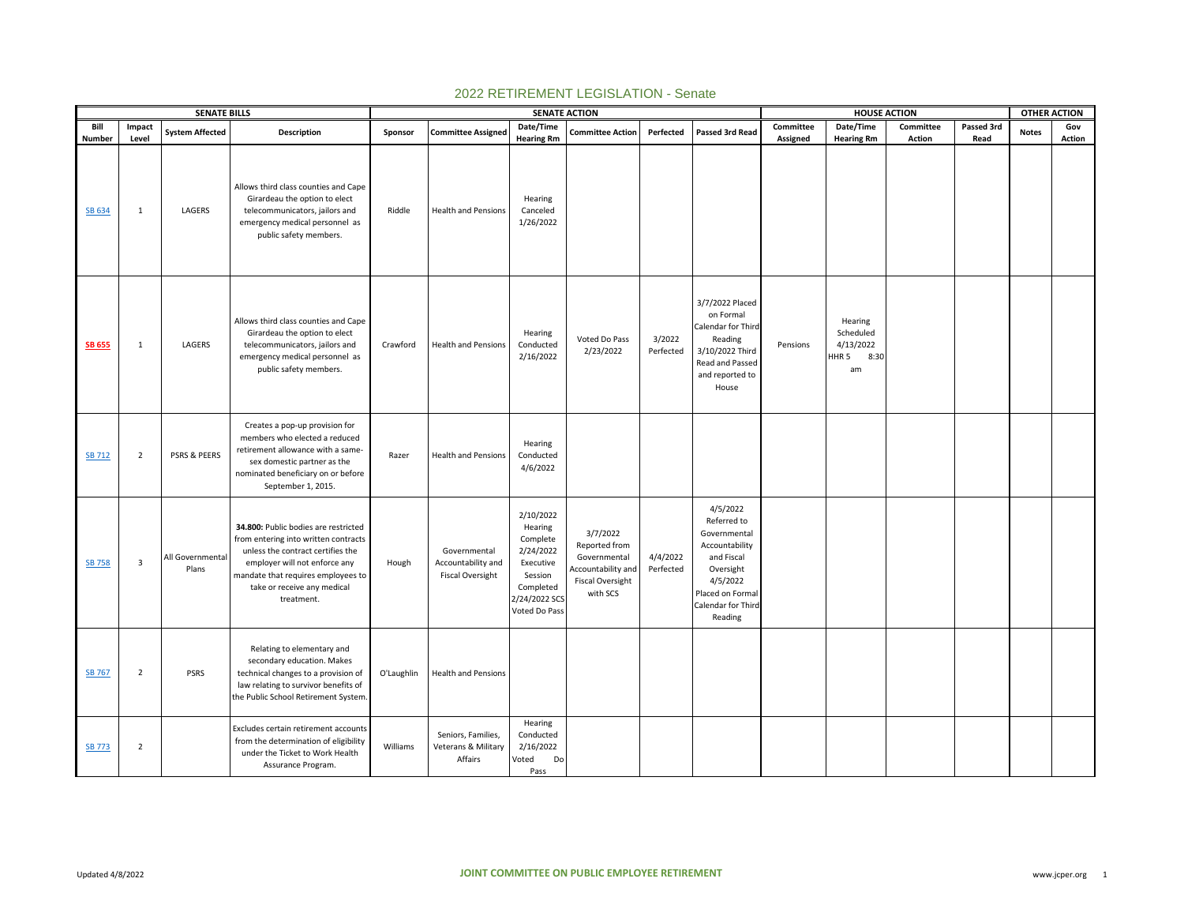# 2022 RETIREMENT LEGISLATION - Senate

| SENATE BILLS | | | | SENATE ACTION | | | | | | HOUSE ACTION | | | | OTHER ACTION | |
|---|---|---|---|---|---|---|---|---|---|---|---|---|---|---|---|
| Bill Number | Impact Level | System Affected | Description | Sponsor | Committee Assigned | Date/Time Hearing Rm | Committee Action | Perfected | Passed 3rd Read | Committee Assigned | Date/Time Hearing Rm | Committee Action | Passed 3rd Read | Notes | Gov Action |
| SB 634 | 1 | LAGERS | Allows third class counties and Cape Girardeau the option to elect telecommunicators, jailors and emergency medical personnel as public safety members. | Riddle | Health and Pensions | Hearing Canceled 1/26/2022 | | | | | | | | | |
| **SB 655** | 1 | LAGERS | Allows third class counties and Cape Girardeau the option to elect telecommunicators, jailors and emergency medical personnel as public safety members. | Crawford | Health and Pensions | Hearing Conducted 2/16/2022 | Voted Do Pass 2/23/2022 | 3/2022 Perfected | 3/7/2022 Placed on Formal Calendar for Third Reading 3/10/2022 Third Read and Passed and reported to House | Pensions | Hearing Scheduled 4/13/2022 HHR 5 8:30 am | | | | |
| SB 712 | 2 | PSRS & PEERS | Creates a pop-up provision for members who elected a reduced retirement allowance with a same-sex domestic partner as the nominated beneficiary on or before September 1, 2015. | Razer | Health and Pensions | Hearing Conducted 4/6/2022 | | | | | | | | | |
| SB 758 | 3 | All Governmental Plans | **34.800:** Public bodies are restricted from entering into written contracts unless the contract certifies the employer will not enforce any mandate that requires employees to take or receive any medical treatment. | Hough | Governmental Accountability and Fiscal Oversight | 2/10/2022 Hearing Complete 2/24/2022 Executive Session Completed 2/24/2022 SCS Voted Do Pass | 3/7/2022 Reported from Governmental Accountability and Fiscal Oversight with SCS | 4/4/2022 Perfected | 4/5/2022 Referred to Governmental Accountability and Fiscal Oversight 4/5/2022 Placed on Formal Calendar for Third Reading | | | | | | |
| SB 767 | 2 | PSRS | Relating to elementary and secondary education. Makes technical changes to a provision of law relating to survivor benefits of the Public School Retirement System. | O'Laughlin | Health and Pensions | | | | | | | | | | |
| SB 773 | 2 | | Excludes certain retirement accounts from the determination of eligibility under the Ticket to Work Health Assurance Program. | Williams | Seniors, Families, Veterans & Military Affairs | Hearing Conducted 2/16/2022 Voted Do Pass | | | | | | | | | |

Updated 4/8/2022 JOINT COMMITTEE ON PUBLIC EMPLOYEE RETIREMENT www.jcper.org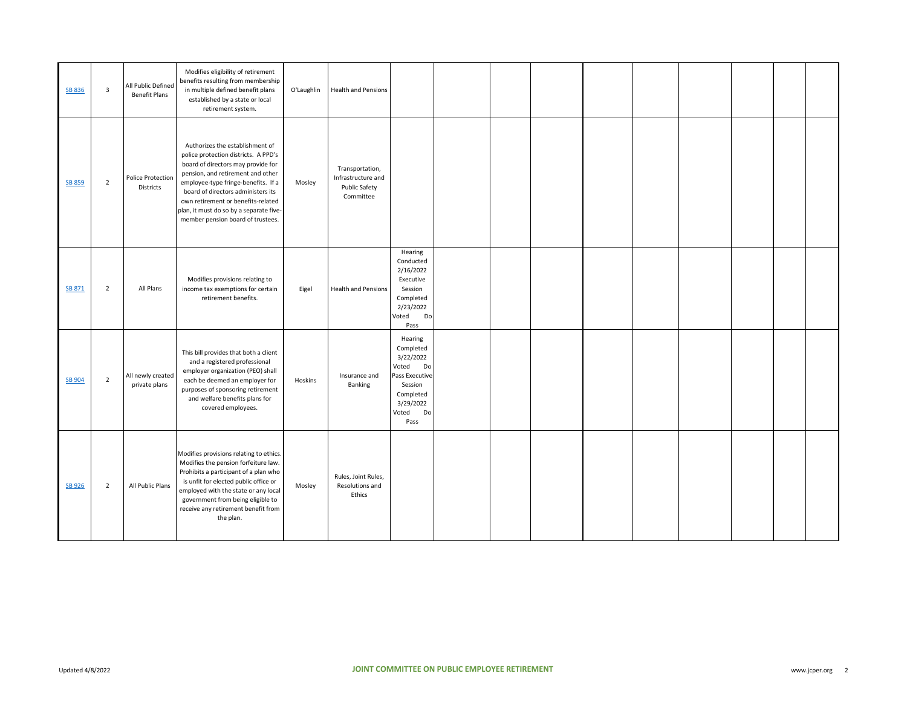| | | | | | | | | | | | | | | | | |
|---|---|---|---|---|---|---|---|---|---|---|---|---|---|---|---|---|
| SB 836 | 3 | All Public Defined Benefit Plans | Modifies eligibility of retirement benefits resulting from membership in multiple defined benefit plans established by a state or local retirement system. | O'Laughlin | Health and Pensions | | | | | | | | | | | |
| SB 859 | 2 | Police Protection Districts | Authorizes the establishment of police protection districts. A PPD's board of directors may provide for pension, and retirement and other employee-type fringe-benefits. If a board of directors administers its own retirement or benefits-related plan, it must do so by a separate five-member pension board of trustees. | Mosley | Transportation, Infrastructure and Public Safety Committee | | | | | | | | | | | |
| SB 871 | 2 | All Plans | Modifies provisions relating to income tax exemptions for certain retirement benefits. | Eigel | Health and Pensions | Hearing Conducted 2/16/2022 Executive Session Completed 2/23/2022 Voted Do Pass | | | | | | | | | | |
| SB 904 | 2 | All newly created private plans | This bill provides that both a client and a registered professional employer organization (PEO) shall each be deemed an employer for purposes of sponsoring retirement and welfare benefits plans for covered employees. | Hoskins | Insurance and Banking | Hearing Completed 3/22/2022 Voted Do Pass Executive Session Completed 3/29/2022 Voted Do Pass | | | | | | | | | | |
| SB 926 | 2 | All Public Plans | Modifies provisions relating to ethics. Modifies the pension forfeiture law. Prohibits a participant of a plan who is unfit for elected public office or employed with the state or any local government from being eligible to receive any retirement benefit from the plan. | Mosley | Rules, Joint Rules, Resolutions and Ethics | | | | | | | | | | | |

Updated 4/8/2022

JOINT COMMITTEE ON PUBLIC EMPLOYEE RETIREMENT

www.jcper.org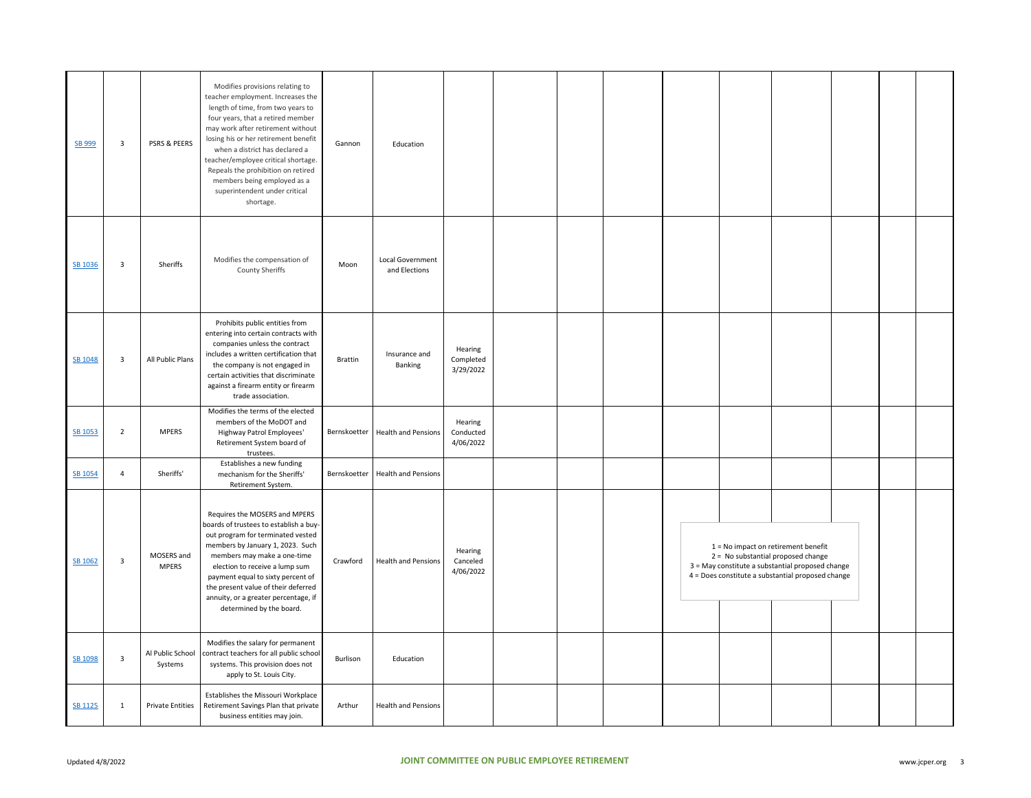| | | | | | | | | | | | | | | | |
|---|---|---|---|---|---|---|---|---|---|---|---|---|---|---|---|
| SB 999 | 3 | PSRS & PEERS | Modifies provisions relating to teacher employment. Increases the length of time, from two years to four years, that a retired member may work after retirement without losing his or her retirement benefit when a district has declared a teacher/employee critical shortage. Repeals the prohibition on retired members being employed as a superintendent under critical shortage. | Gannon | Education | | | | | | | | | | |
| SB 1036 | 3 | Sheriffs | Modifies the compensation of County Sheriffs | Moon | Local Government and Elections | | | | | | | | | | |
| SB 1048 | 3 | All Public Plans | Prohibits public entities from entering into certain contracts with companies unless the contract includes a written certification that the company is not engaged in certain activities that discriminate against a firearm entity or firearm trade association. | Brattin | Insurance and Banking | Hearing Completed 3/29/2022 | | | | | | | | | |
| SB 1053 | 2 | MPERS | Modifies the terms of the elected members of the MoDOT and Highway Patrol Employees' Retirement System board of trustees. | Bernskoetter | Health and Pensions | Hearing Conducted 4/06/2022 | | | | | | | | | |
| SB 1054 | 4 | Sheriffs' | Establishes a new funding mechanism for the Sheriffs' Retirement System. | Bernskoetter | Health and Pensions | | | | | | | | | | |
| SB 1062 | 3 | MOSERS and MPERS | Requires the MOSERS and MPERS boards of trustees to establish a buy-out program for terminated vested members by January 1, 2023. Such members may make a one-time election to receive a lump sum payment equal to sixty percent of the present value of their deferred annuity, or a greater percentage, if determined by the board. | Crawford | Health and Pensions | Hearing Canceled 4/06/2022 | | | | | | | | | |
| SB 1098 | 3 | Al Public School Systems | Modifies the salary for permanent contract teachers for all public school systems. This provision does not apply to St. Louis City. | Burlison | Education | | | | | | | | | | |
| SB 1125 | 1 | Private Entities | Establishes the Missouri Workplace Retirement Savings Plan that private business entities may join. | Arthur | Health and Pensions | | | | | | | | | | |

1 = No impact on retirement benefit
2 = No substantial proposed change
3 = May constitute a substantial proposed change
4 = Does constitute a substantial proposed change

Updated 4/8/2022

**JOINT COMMITTEE ON PUBLIC EMPLOYEE RETIREMENT**

www.jcper.org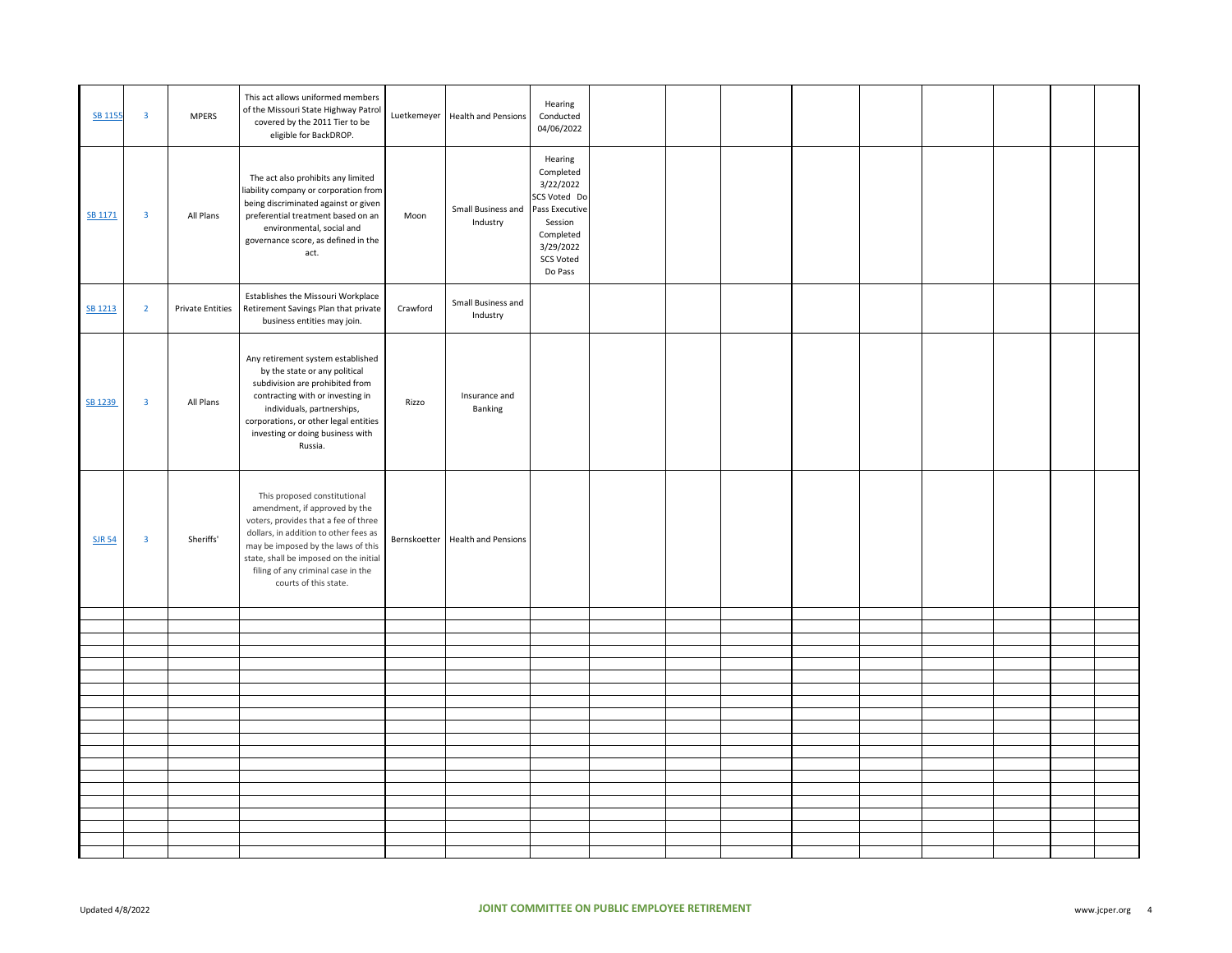| | | | | | | | | | | | | | | | | |
|---|---|---|---|---|---|---|---|---|---|---|---|---|---|---|---|---|
| SB 1155 | 3 | MPERS | This act allows uniformed members of the Missouri State Highway Patrol covered by the 2011 Tier to be eligible for BackDROP. | Luetkemeyer | Health and Pensions | Hearing Conducted 04/06/2022 | | | | | | | | | | |
| SB 1171 | 3 | All Plans | The act also prohibits any limited liability company or corporation from being discriminated against or given preferential treatment based on an environmental, social and governance score, as defined in the act. | Moon | Small Business and Industry | Hearing Completed 3/22/2022 SCS Voted Do Pass Executive Session Completed 3/29/2022 SCS Voted Do Pass | | | | | | | | | | |
| SB 1213 | 2 | Private Entities | Establishes the Missouri Workplace Retirement Savings Plan that private business entities may join. | Crawford | Small Business and Industry | | | | | | | | | | | |
| SB 1239 | 3 | All Plans | Any retirement system established by the state or any political subdivision are prohibited from contracting with or investing in individuals, partnerships, corporations, or other legal entities investing or doing business with Russia. | Rizzo | Insurance and Banking | | | | | | | | | | | |
| SJR 54 | 3 | Sheriffs' | This proposed constitutional amendment, if approved by the voters, provides that a fee of three dollars, in addition to other fees as may be imposed by the laws of this state, shall be imposed on the initial filing of any criminal case in the courts of this state. | Bernskoetter | Health and Pensions | | | | | | | | | | | |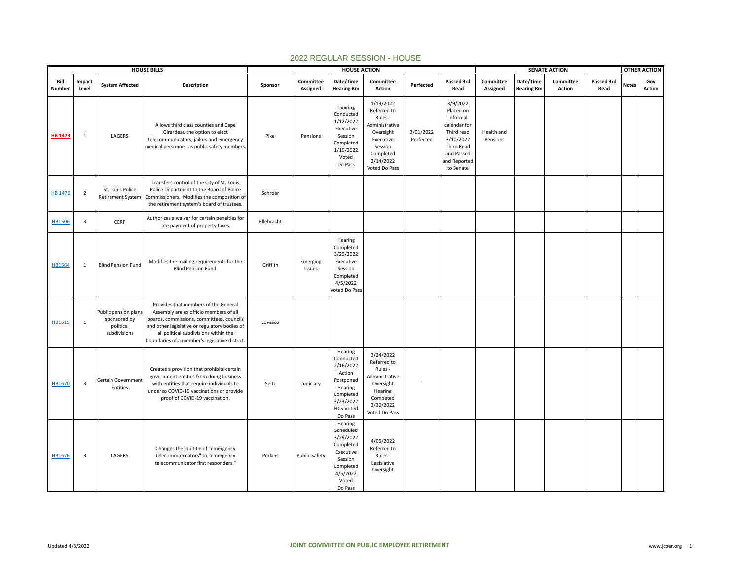# 2022 REGULAR SESSION - HOUSE

| HOUSE BILLS | | | | HOUSE ACTION | | | | | | SENATE ACTION | | | | OTHER ACTION | |
|---|---|---|---|---|---|---|---|---|---|---|---|---|---|---|---|
| Bill Number | Impact Level | System Affected | Description | Sponsor | Committee Assigned | Date/Time Hearing Rm | Committee Action | Perfected | Passed 3rd Read | Committee Assigned | Date/Time Hearing Rm | Committee Action | Passed 3rd Read | Notes | Gov Action |
| **HB 1473** | 1 | LAGERS | Allows third class counties and Cape Girardeau the option to elect telecommunicators, jailors and emergency medical personnel as public safety members. | Pike | Pensions | Hearing Conducted 1/12/2022 Executive Session Completed 1/19/2022 Voted Do Pass | 1/19/2022 Referred to Rules - Administrative Oversight Executive Session Completed 2/14/2022 Voted Do Pass | 3/01/2022 Perfected | 3/9/2022 Placed on informal calendar for Third read 3/10/2022 Third Read and Passed and Reported to Senate | Health and Pensions | | | | | |
| HB 1476 | 2 | St. Louis Police Retirement System | Transfers control of the City of St. Louis Police Department to the Board of Police Commissioners. Modifies the composition of the retirement system's board of trustees. | Schroer | | | | | | | | | | | |
| HB1506 | 3 | CERF | Authorizes a waiver for certain penalties for late payment of property taxes. | Ellebracht | | | | | | | | | | | |
| HB1564 | 1 | Blind Pension Fund | Modifies the mailing requirements for the Blind Pension Fund. | Griffith | Emerging Issues | Hearing Completed 3/29/2022 Executive Session Completed 4/5/2022 Voted Do Pass | | | | | | | | | |
| HB1615 | 1 | Public pension plans sponsored by political subdivisions | Provides that members of the General Assembly are ex officio members of all boards, commissions, committees, councils and other legislative or regulatory bodies of all political subdivisions within the boundaries of a member's legislative district. | Lovasco | | | | | | | | | | | |
| HB1670 | 3 | Certain Government Entities | Creates a provision that prohibits certain government entities from doing business with entities that require individuals to undergo COVID-19 vaccinations or provide proof of COVID-19 vaccination. | Seitz | Judiciary | Hearing Conducted 2/16/2022 Action Postponed Hearing Completed 3/23/2022 HCS Voted Do Pass | 3/24/2022 Referred to Rules - Administrative Oversight Hearing Competed 3/30/2022 Voted Do Pass | ` | | | | | | | |
| HB1676 | 3 | LAGERS | Changes the job title of "emergency telecommunicators" to "emergency telecommunicator first responders." | Perkins | Public Safety | Hearing Scheduled 3/29/2022 Completed Executive Session Completed 4/5/2022 Voted Do Pass | 4/05/2022 Referred to Rules - Legislative Oversight | | | | | | | | |

Updated 4/8/2022 JOINT COMMITTEE ON PUBLIC EMPLOYEE RETIREMENT www.jcper.org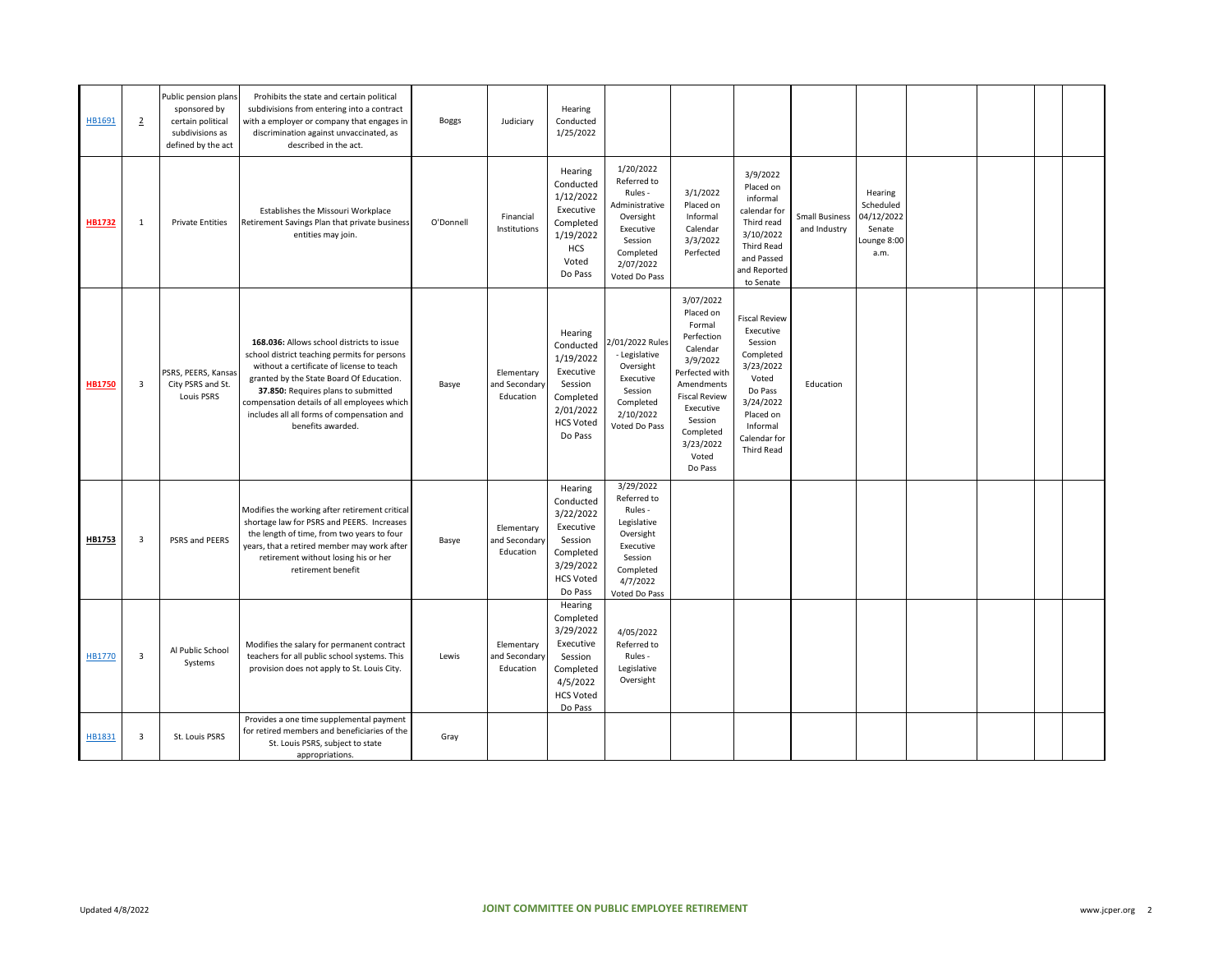| | | | | | | | | | | | | | | | | |
|---|---|---|---|---|---|---|---|---|---|---|---|---|---|---|---|---|
| HB1691 | 2 | Public pension plans sponsored by certain political subdivisions as defined by the act | Prohibits the state and certain political subdivisions from entering into a contract with a employer or company that engages in discrimination against unvaccinated, as described in the act. | Boggs | Judiciary | Hearing Conducted 1/25/2022 | | | | | | | | | | |
| **HB1732** | 1 | Private Entities | Establishes the Missouri Workplace Retirement Savings Plan that private business entities may join. | O'Donnell | Financial Institutions | Hearing Conducted 1/12/2022 Executive Completed 1/19/2022 HCS Voted Do Pass | 1/20/2022 Referred to Rules - Administrative Oversight Executive Session Completed 2/07/2022 Voted Do Pass | 3/1/2022 Placed on Informal Calendar 3/3/2022 Perfected | 3/9/2022 Placed on informal calendar for Third read 3/10/2022 Third Read and Passed and Reported to Senate | Small Business and Industry | Hearing Scheduled 04/12/2022 Senate Lounge 8:00 a.m. | | | | | |
| **HB1750** | 3 | PSRS, PEERS, Kansas City PSRS and St. Louis PSRS | **168.036:** Allows school districts to issue school district teaching permits for persons without a certificate of license to teach granted by the State Board Of Education. **37.850:** Requires plans to submitted compensation details of all employees which includes all all forms of compensation and benefits awarded. | Basye | Elementary and Secondary Education | Hearing Conducted 1/19/2022 Executive Session Completed 2/01/2022 HCS Voted Do Pass | 2/01/2022 Rules - Legislative Oversight Executive Session Completed 2/10/2022 Voted Do Pass | 3/07/2022 Placed on Formal Perfection Calendar 3/9/2022 Perfected with Amendments Fiscal Review Executive Session Completed 3/23/2022 Voted Do Pass | Fiscal Review Executive Session Completed 3/23/2022 Voted Do Pass 3/24/2022 Placed on Informal Calendar for Third Read | Education | | | | | | |
| **HB1753** | 3 | PSRS and PEERS | Modifies the working after retirement critical shortage law for PSRS and PEERS. Increases the length of time, from two years to four years, that a retired member may work after retirement without losing his or her retirement benefit | Basye | Elementary and Secondary Education | Hearing Conducted 3/22/2022 Executive Session Completed 3/29/2022 HCS Voted Do Pass | 3/29/2022 Referred to Rules - Legislative Oversight Executive Session Completed 4/7/2022 Voted Do Pass | | | | | | | | | |
| HB1770 | 3 | Al Public School Systems | Modifies the salary for permanent contract teachers for all public school systems. This provision does not apply to St. Louis City. | Lewis | Elementary and Secondary Education | Hearing Completed 3/29/2022 Executive Session Completed 4/5/2022 HCS Voted Do Pass | 4/05/2022 Referred to Rules - Legislative Oversight | | | | | | | | | |
| HB1831 | 3 | St. Louis PSRS | Provides a one time supplemental payment for retired members and beneficiaries of the St. Louis PSRS, subject to state appropriations. | Gray | | | | | | | | | | | | |

Updated 4/8/2022

**JOINT COMMITTEE ON PUBLIC EMPLOYEE RETIREMENT**

www.jcper.org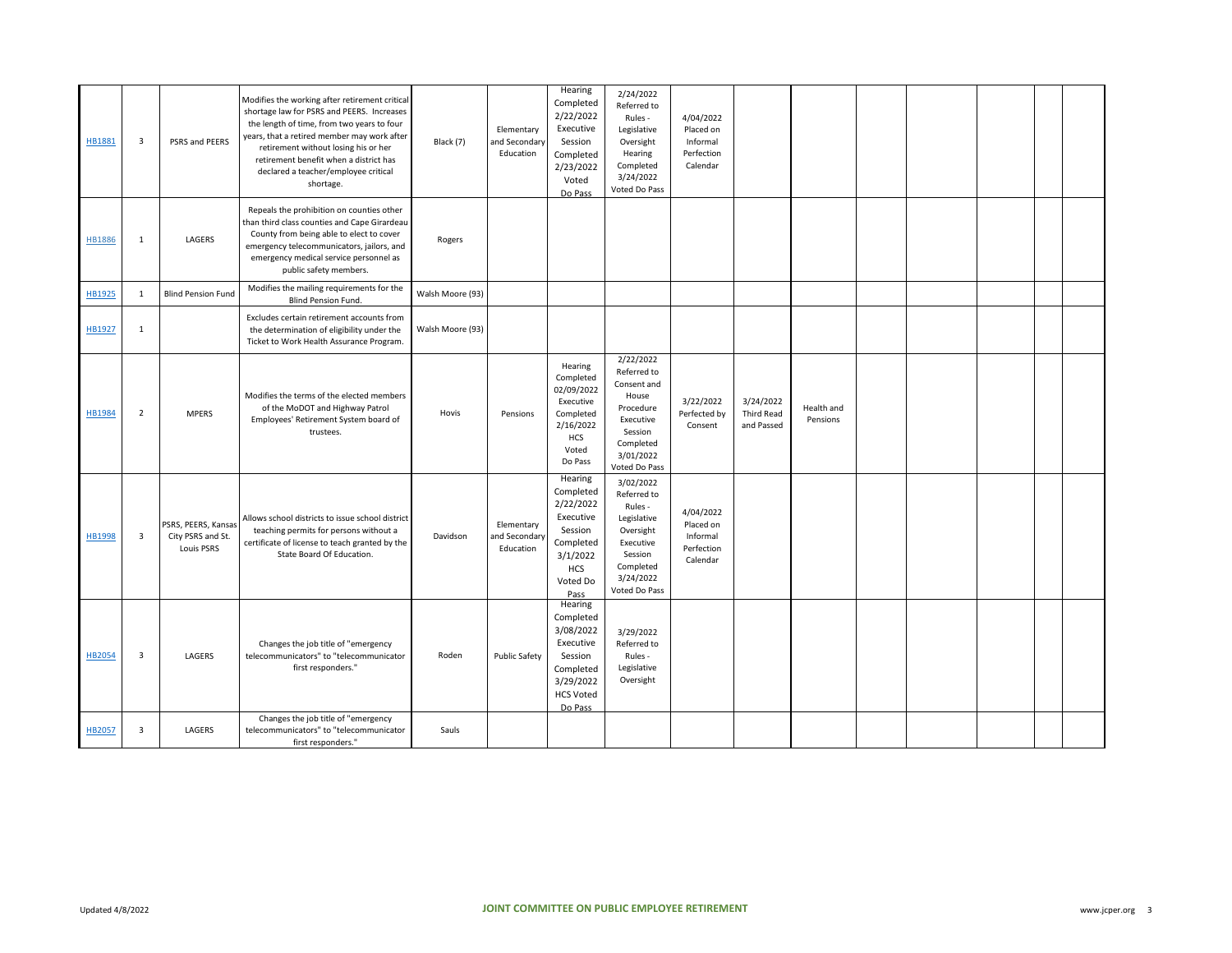| | | | | | | | | | | | | | | | |
|---|---|---|---|---|---|---|---|---|---|---|---|---|---|---|---|
| HB1881 | 3 | PSRS and PEERS | Modifies the working after retirement critical shortage law for PSRS and PEERS. Increases the length of time, from two years to four years, that a retired member may work after retirement without losing his or her retirement benefit when a district has declared a teacher/employee critical shortage. | Black (7) | Elementary and Secondary Education | Hearing Completed 2/22/2022 Executive Session Completed 2/23/2022 Voted Do Pass | 2/24/2022 Referred to Rules - Legislative Oversight Hearing Completed 3/24/2022 Voted Do Pass | 4/04/2022 Placed on Informal Perfection Calendar | | | | | | | |
| HB1886 | 1 | LAGERS | Repeals the prohibition on counties other than third class counties and Cape Girardeau County from being able to elect to cover emergency telecommunicators, jailors, and emergency medical service personnel as public safety members. | Rogers | | | | | | | | | | | |
| HB1925 | 1 | Blind Pension Fund | Modifies the mailing requirements for the Blind Pension Fund. | Walsh Moore (93) | | | | | | | | | | | |
| HB1927 | 1 | | Excludes certain retirement accounts from the determination of eligibility under the Ticket to Work Health Assurance Program. | Walsh Moore (93) | | | | | | | | | | | |
| HB1984 | 2 | MPERS | Modifies the terms of the elected members of the MoDOT and Highway Patrol Employees' Retirement System board of trustees. | Hovis | Pensions | Hearing Completed 02/09/2022 Executive Session Completed 2/16/2022 HCS Voted Do Pass | 2/22/2022 Referred to Consent and House Procedure Executive Session Completed 3/01/2022 Voted Do Pass | 3/22/2022 Perfected by Consent | 3/24/2022 Third Read and Passed | Health and Pensions | | | | | |
| HB1998 | 3 | PSRS, PEERS, Kansas City PSRS and St. Louis PSRS | Allows school districts to issue school district teaching permits for persons without a certificate of license to teach granted by the State Board Of Education. | Davidson | Elementary and Secondary Education | Hearing Completed 2/22/2022 Executive Session Completed 3/1/2022 HCS Voted Do Pass | 3/02/2022 Referred to Rules - Legislative Oversight Executive Session Completed 3/24/2022 Voted Do Pass | 4/04/2022 Placed on Informal Perfection Calendar | | | | | | | |
| HB2054 | 3 | LAGERS | Changes the job title of "emergency telecommunicators" to "telecommunicator first responders." | Roden | Public Safety | Hearing Completed 3/08/2022 Executive Session Completed 3/29/2022 HCS Voted Do Pass | 3/29/2022 Referred to Rules - Legislative Oversight | | | | | | | | |
| HB2057 | 3 | LAGERS | Changes the job title of "emergency telecommunicators" to "telecommunicator first responders." | Sauls | | | | | | | | | | | |

Updated 4/8/2022 JOINT COMMITTEE ON PUBLIC EMPLOYEE RETIREMENT www.jcper.org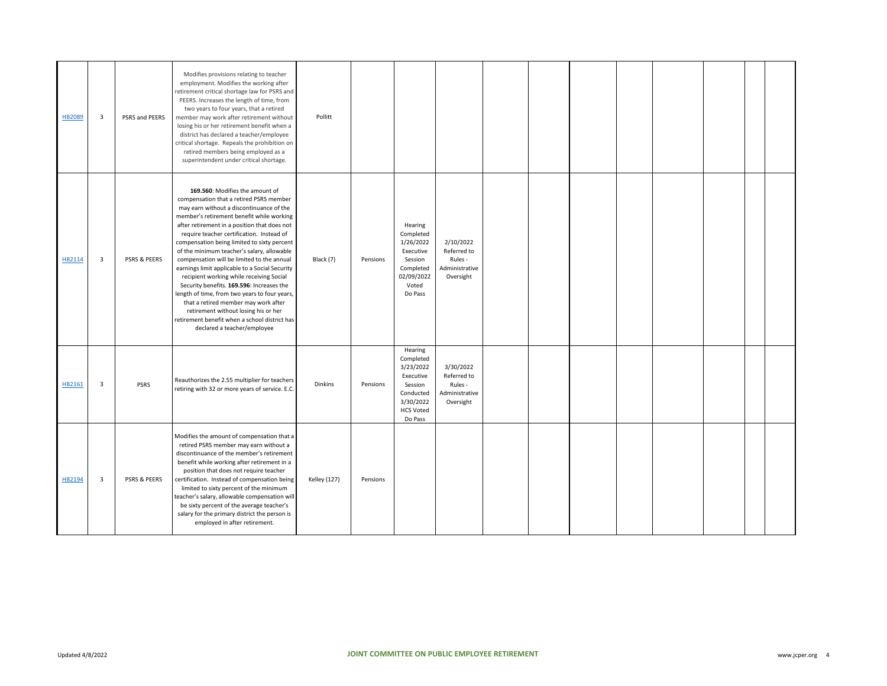| | | | | | | | | | | | | | | | |
|---|---|---|---|---|---|---|---|---|---|---|---|---|---|---|---|
| HB2089 | 3 | PSRS and PEERS | Modifies provisions relating to teacher employment. Modifies the working after retirement critical shortage law for PSRS and PEERS. Increases the length of time, from two years to four years, that a retired member may work after retirement without losing his or her retirement benefit when a district has declared a teacher/employee critical shortage. Repeals the prohibition on retired members being employed as a superintendent under critical shortage. | Pollitt | | | | | | | | | | | |
| HB2114 | 3 | PSRS & PEERS | **169.560**: Modifies the amount of compensation that a retired PSRS member may earn without a discontinuance of the member's retirement benefit while working after retirement in a position that does not require teacher certification. Instead of compensation being limited to sixty percent of the minimum teacher's salary, allowable compensation will be limited to the annual earnings limit applicable to a Social Security recipient working while receiving Social Security benefits. **169.596**: Increases the length of time, from two years to four years, that a retired member may work after retirement without losing his or her retirement benefit when a school district has declared a teacher/employee | Black (7) | Pensions | Hearing Completed 1/26/2022 Executive Session Completed 02/09/2022 Voted Do Pass | 2/10/2022 Referred to Rules - Administrative Oversight | | | | | | | | |
| HB2161 | 3 | PSRS | Reauthorizes the 2.55 multiplier for teachers retiring with 32 or more years of service. E.C. | Dinkins | Pensions | Hearing Completed 3/23/2022 Executive Session Conducted 3/30/2022 HCS Voted Do Pass | 3/30/2022 Referred to Rules - Administrative Oversight | | | | | | | | |
| HB2194 | 3 | PSRS & PEERS | Modifies the amount of compensation that a retired PSRS member may earn without a discontinuance of the member's retirement benefit while working after retirement in a position that does not require teacher certification. Instead of compensation being limited to sixty percent of the minimum teacher's salary, allowable compensation will be sixty percent of the average teacher's salary for the primary district the person is employed in after retirement. | Kelley (127) | Pensions | | | | | | | | | | |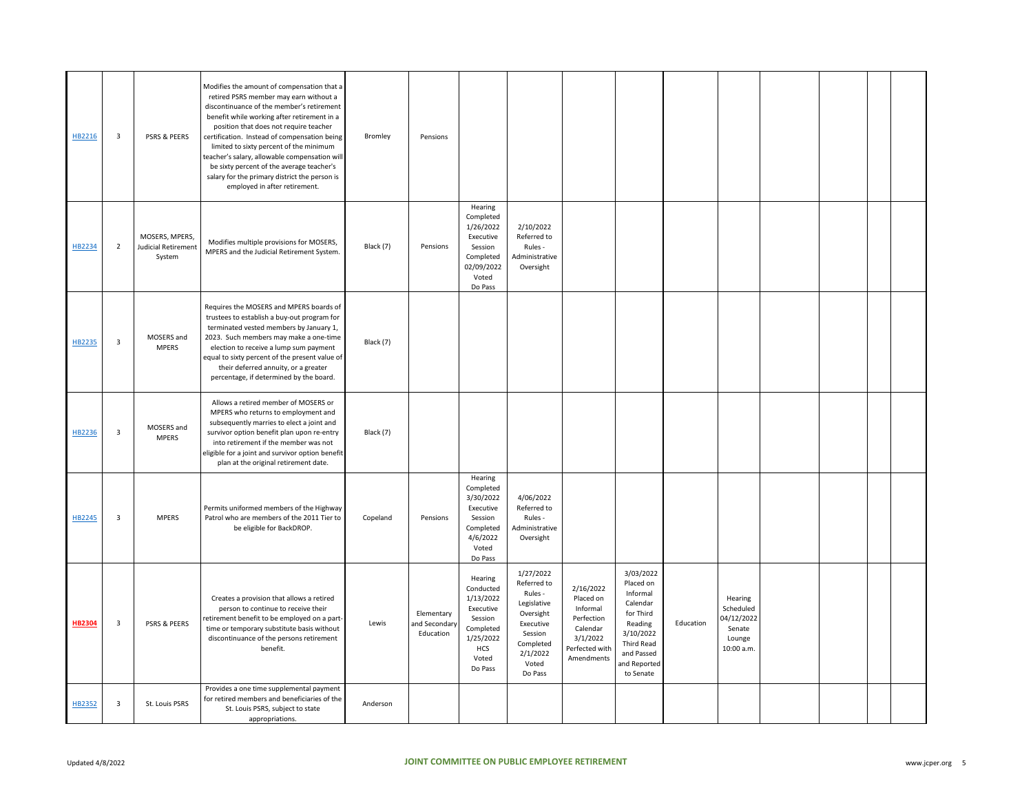| | | | | | | | | | | | | | | | | |
|---|---|---|---|---|---|---|---|---|---|---|---|---|---|---|---|---|
| HB2216 | 3 | PSRS & PEERS | Modifies the amount of compensation that a retired PSRS member may earn without a discontinuance of the member's retirement benefit while working after retirement in a position that does not require teacher certification. Instead of compensation being limited to sixty percent of the minimum teacher's salary, allowable compensation will be sixty percent of the average teacher's salary for the primary district the person is employed in after retirement. | Bromley | Pensions | | | | | | | | | | | |
| HB2234 | 2 | MOSERS, MPERS, Judicial Retirement System | Modifies multiple provisions for MOSERS, MPERS and the Judicial Retirement System. | Black (7) | Pensions | Hearing Completed 1/26/2022 Executive Session Completed 02/09/2022 Voted Do Pass | 2/10/2022 Referred to Rules - Administrative Oversight | | | | | | | | | |
| HB2235 | 3 | MOSERS and MPERS | Requires the MOSERS and MPERS boards of trustees to establish a buy-out program for terminated vested members by January 1, 2023. Such members may make a one-time election to receive a lump sum payment equal to sixty percent of the present value of their deferred annuity, or a greater percentage, if determined by the board. | Black (7) | | | | | | | | | | | | |
| HB2236 | 3 | MOSERS and MPERS | Allows a retired member of MOSERS or MPERS who returns to employment and subsequently marries to elect a joint and survivor option benefit plan upon re-entry into retirement if the member was not eligible for a joint and survivor option benefit plan at the original retirement date. | Black (7) | | | | | | | | | | | | |
| HB2245 | 3 | MPERS | Permits uniformed members of the Highway Patrol who are members of the 2011 Tier to be eligible for BackDROP. | Copeland | Pensions | Hearing Completed 3/30/2022 Executive Session Completed 4/6/2022 Voted Do Pass | 4/06/2022 Referred to Rules - Administrative Oversight | | | | | | | | | |
| **HB2304** | 3 | PSRS & PEERS | Creates a provision that allows a retired person to continue to receive their retirement benefit to be employed on a part-time or temporary substitute basis without discontinuance of the persons retirement benefit. | Lewis | Elementary and Secondary Education | Hearing Conducted 1/13/2022 Executive Session Completed 1/25/2022 HCS Voted Do Pass | 1/27/2022 Referred to Rules - Legislative Oversight Executive Session Completed 2/1/2022 Voted Do Pass | 2/16/2022 Placed on Informal Perfection Calendar 3/1/2022 Perfected with Amendments | 3/03/2022 Placed on Informal Calendar for Third Reading 3/10/2022 Third Read and Passed and Reported to Senate | Education | Hearing Scheduled 04/12/2022 Senate Lounge 10:00 a.m. | | | | | |
| HB2352 | 3 | St. Louis PSRS | Provides a one time supplemental payment for retired members and beneficiaries of the St. Louis PSRS, subject to state appropriations. | Anderson | | | | | | | | | | | | |

Updated 4/8/2022

**JOINT COMMITTEE ON PUBLIC EMPLOYEE RETIREMENT**

www.jcper.org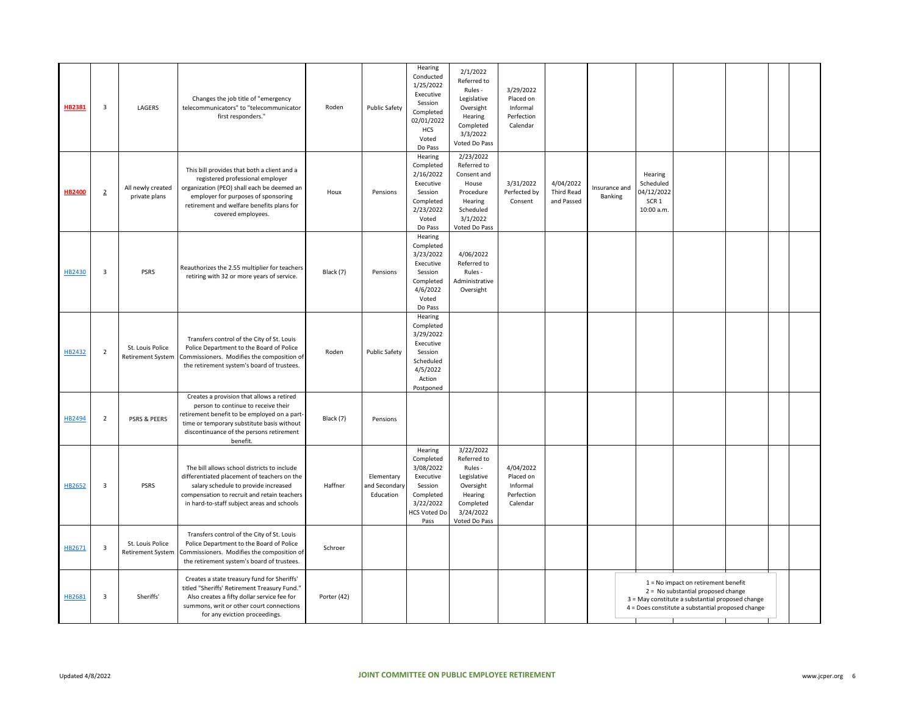| | | | | | | | | | | | | | | | |
|---|---|---|---|---|---|---|---|---|---|---|---|---|---|---|---|
| HB2381 | 3 | LAGERS | Changes the job title of "emergency telecommunicators" to "telecommunicator first responders." | Roden | Public Safety | Hearing Conducted 1/25/2022 Executive Session Completed 02/01/2022 HCS Voted Do Pass | 2/1/2022 Referred to Rules - Legislative Oversight Hearing Completed 3/3/2022 Voted Do Pass | 3/29/2022 Placed on Informal Perfection Calendar | | | | | | | |
| HB2400 | 2 | All newly created private plans | This bill provides that both a client and a registered professional employer organization (PEO) shall each be deemed an employer for purposes of sponsoring retirement and welfare benefits plans for covered employees. | Houx | Pensions | Hearing Completed 2/16/2022 Executive Session Completed 2/23/2022 Voted Do Pass | 2/23/2022 Referred to Consent and House Procedure Hearing Scheduled 3/1/2022 Voted Do Pass | 3/31/2022 Perfected by Consent | 4/04/2022 Third Read and Passed | Insurance and Banking | Hearing Scheduled 04/12/2022 SCR 1 10:00 a.m. | | | | |
| HB2430 | 3 | PSRS | Reauthorizes the 2.55 multiplier for teachers retiring with 32 or more years of service. | Black (7) | Pensions | Hearing Completed 3/23/2022 Executive Session Completed 4/6/2022 Voted Do Pass | 4/06/2022 Referred to Rules - Administrative Oversight | | | | | | | | |
| HB2432 | 2 | St. Louis Police Retirement System | Transfers control of the City of St. Louis Police Department to the Board of Police Commissioners. Modifies the composition of the retirement system's board of trustees. | Roden | Public Safety | Hearing Completed 3/29/2022 Executive Session Scheduled 4/5/2022 Action Postponed | | | | | | | | | |
| HB2494 | 2 | PSRS & PEERS | Creates a provision that allows a retired person to continue to receive their retirement benefit to be employed on a part-time or temporary substitute basis without discontinuance of the persons retirement benefit. | Black (7) | Pensions | | | | | | | | | | |
| HB2652 | 3 | PSRS | The bill allows school districts to include differentiated placement of teachers on the salary schedule to provide increased compensation to recruit and retain teachers in hard-to-staff subject areas and schools | Haffner | Elementary and Secondary Education | Hearing Completed 3/08/2022 Executive Session Completed 3/22/2022 HCS Voted Do Pass | 3/22/2022 Referred to Rules - Legislative Oversight Hearing Completed 3/24/2022 Voted Do Pass | 4/04/2022 Placed on Informal Perfection Calendar | | | | | | | |
| HB2671 | 3 | St. Louis Police Retirement System | Transfers control of the City of St. Louis Police Department to the Board of Police Commissioners. Modifies the composition of the retirement system's board of trustees. | Schroer | | | | | | | | | | | |
| HB2681 | 3 | Sheriffs' | Creates a state treasury fund for Sheriffs' titled "Sheriffs' Retirement Treasury Fund." Also creates a fifty dollar service fee for summons, writ or other court connections for any eviction proceedings. | Porter (42) | | | | | | | | | | | |

1 = No impact on retirement benefit
2 = No substantial proposed change
3 = May constitute a substantial proposed change
4 = Does constitute a substantial proposed change

Updated 4/8/2022

**JOINT COMMITTEE ON PUBLIC EMPLOYEE RETIREMENT**

www.jcper.org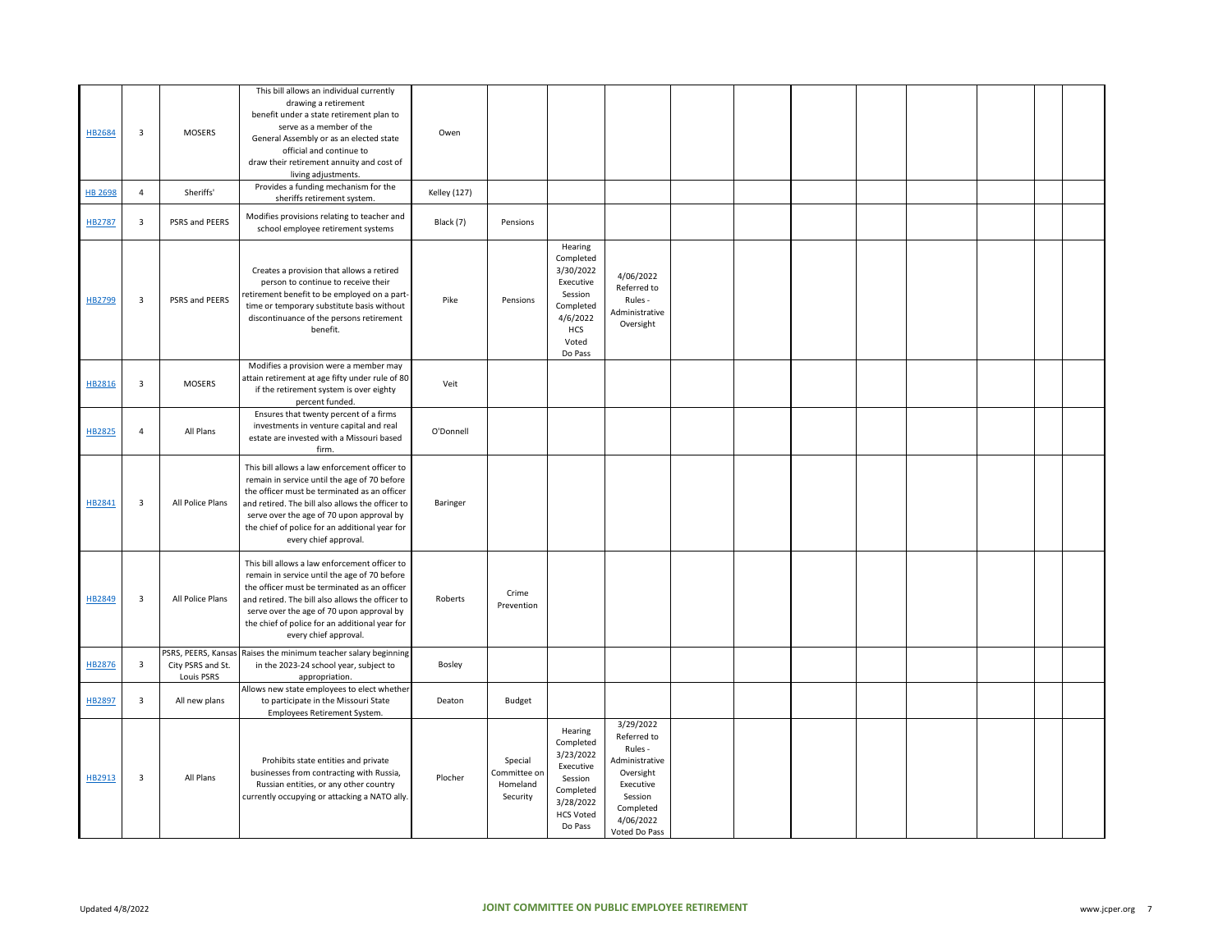| HB2684 | 3 | MOSERS | This bill allows an individual currently drawing a retirement benefit under a state retirement plan to serve as a member of the General Assembly or as an elected state official and continue to draw their retirement annuity and cost of living adjustments. | Owen | | | | | | | | | | |
|---|---|---|---|---|---|---|---|---|---|---|---|---|---|---|
| HB 2698 | 4 | Sheriffs' | Provides a funding mechanism for the sheriffs retirement system. | Kelley (127) | | | | | | | | | | |
| HB2787 | 3 | PSRS and PEERS | Modifies provisions relating to teacher and school employee retirement systems | Black (7) | Pensions | | | | | | | | | |
| HB2799 | 3 | PSRS and PEERS | Creates a provision that allows a retired person to continue to receive their retirement benefit to be employed on a part-time or temporary substitute basis without discontinuance of the persons retirement benefit. | Pike | Pensions | Hearing Completed 3/30/2022 Executive Session Completed 4/6/2022 HCS Voted Do Pass | 4/06/2022 Referred to Rules - Administrative Oversight | | | | | | | |
| HB2816 | 3 | MOSERS | Modifies a provision were a member may attain retirement at age fifty under rule of 80 if the retirement system is over eighty percent funded. | Veit | | | | | | | | | | |
| HB2825 | 4 | All Plans | Ensures that twenty percent of a firms investments in venture capital and real estate are invested with a Missouri based firm. | O'Donnell | | | | | | | | | | |
| HB2841 | 3 | All Police Plans | This bill allows a law enforcement officer to remain in service until the age of 70 before the officer must be terminated as an officer and retired. The bill also allows the officer to serve over the age of 70 upon approval by the chief of police for an additional year for every chief approval. | Baringer | | | | | | | | | | |
| HB2849 | 3 | All Police Plans | This bill allows a law enforcement officer to remain in service until the age of 70 before the officer must be terminated as an officer and retired. The bill also allows the officer to serve over the age of 70 upon approval by the chief of police for an additional year for every chief approval. | Roberts | Crime Prevention | | | | | | | | | |
| HB2876 | 3 | PSRS, PEERS, Kansas City PSRS and St. Louis PSRS | Raises the minimum teacher salary beginning in the 2023-24 school year, subject to appropriation. | Bosley | | | | | | | | | | |
| HB2897 | 3 | All new plans | Allows new state employees to elect whether to participate in the Missouri State Employees Retirement System. | Deaton | Budget | | | | | | | | | |
| HB2913 | 3 | All Plans | Prohibits state entities and private businesses from contracting with Russia, Russian entities, or any other country currently occupying or attacking a NATO ally. | Plocher | Special Committee on Homeland Security | Hearing Completed 3/23/2022 Executive Session Completed 3/28/2022 HCS Voted Do Pass | 3/29/2022 Referred to Rules - Administrative Oversight Executive Session Completed 4/06/2022 Voted Do Pass | | | | | | | |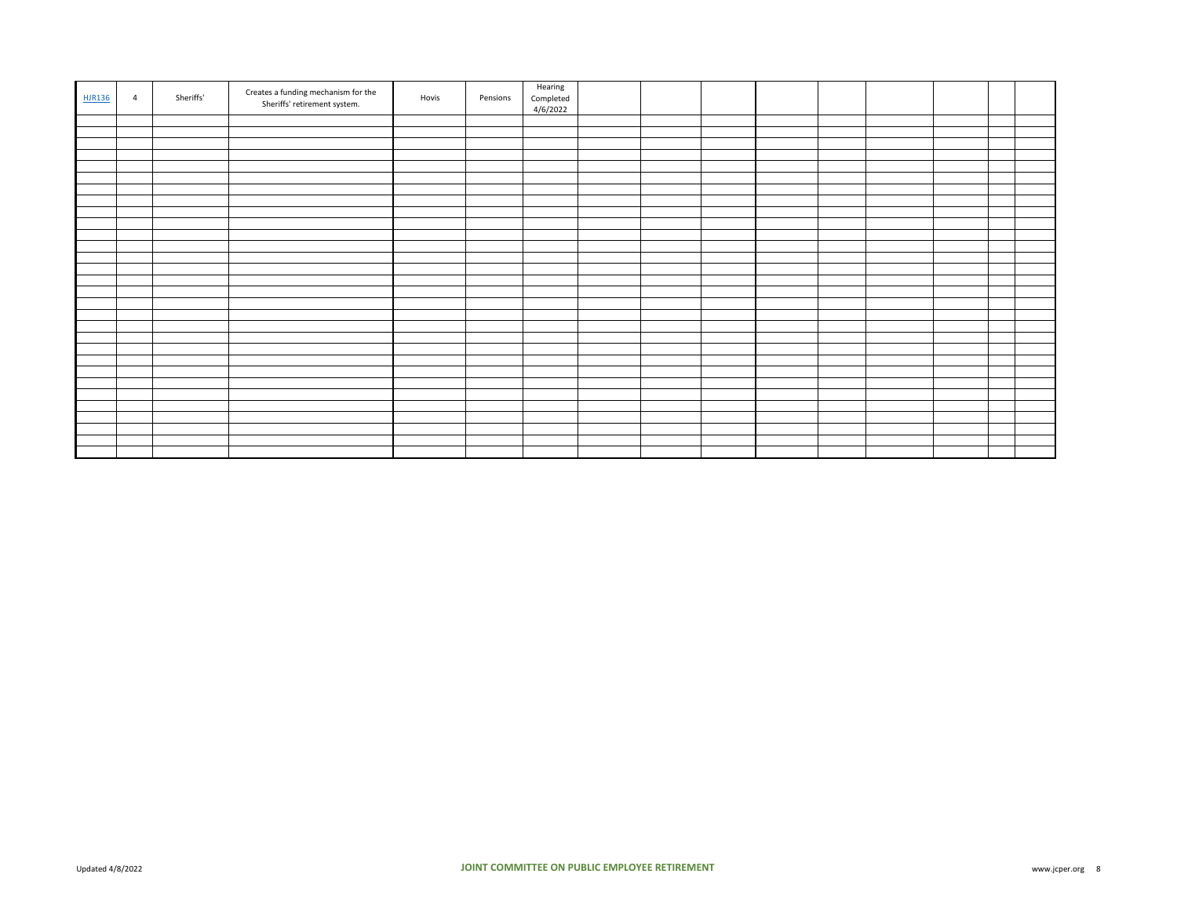| | | | | | | | | | | | | | | | | |
|---|---|---|---|---|---|---|---|---|---|---|---|---|---|---|---|---|
| HJR136 | 4 | Sheriffs' | Creates a funding mechanism for the Sheriffs' retirement system. | Hovis | Pensions | Hearing Completed 4/6/2022 | | | | | | | | | | |
| | | | | | | | | | | | | | | | | |
| | | | | | | | | | | | | | | | | |
| | | | | | | | | | | | | | | | | |
| | | | | | | | | | | | | | | | | |
| | | | | | | | | | | | | | | | | |
| | | | | | | | | | | | | | | | | |
| | | | | | | | | | | | | | | | | |
| | | | | | | | | | | | | | | | | |
| | | | | | | | | | | | | | | | | |
| | | | | | | | | | | | | | | | | |
| | | | | | | | | | | | | | | | | |
| | | | | | | | | | | | | | | | | |
| | | | | | | | | | | | | | | | | |
| | | | | | | | | | | | | | | | | |
| | | | | | | | | | | | | | | | | |
| | | | | | | | | | | | | | | | | |
| | | | | | | | | | | | | | | | | |
| | | | | | | | | | | | | | | | | |
| | | | | | | | | | | | | | | | | |
| | | | | | | | | | | | | | | | | |
| | | | | | | | | | | | | | | | | |
| | | | | | | | | | | | | | | | | |
| | | | | | | | | | | | | | | | | |
| | | | | | | | | | | | | | | | | |
| | | | | | | | | | | | | | | | | |
| | | | | | | | | | | | | | | | | |
| | | | | | | | | | | | | | | | | |
| | | | | | | | | | | | | | | | | |
| | | | | | | | | | | | | | | | | |

Updated 4/8/2022

**JOINT COMMITTEE ON PUBLIC EMPLOYEE RETIREMENT**

www.jcper.org